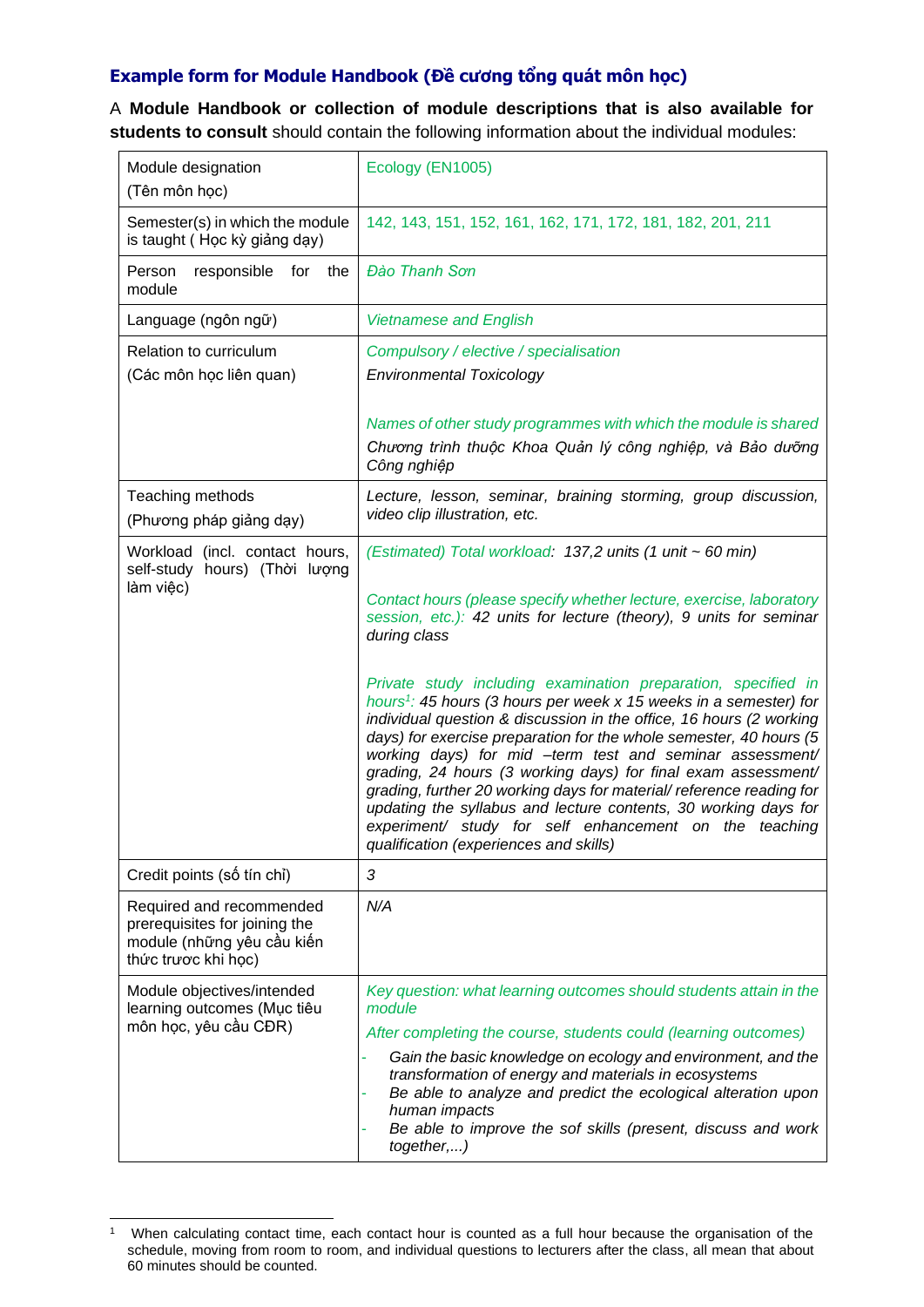## Example form for Module Handbook (Đề cương tổng quát môn học)

A **Module Handbook or collection of module descriptions that is also available for students to consult** should contain the following information about the individual modules:

| | |
|---|---|
| Module designation (Tên môn học) | Ecology (EN1005) |
| Semester(s) in which the module is taught ( Học kỳ giảng dạy) | 142, 143, 151, 152, 161, 162, 171, 172, 181, 182, 201, 211 |
| Person responsible for the module | *Đào Thanh Sơn* |
| Language (ngôn ngữ) | *Vietnamese and English* |
| Relation to curriculum (Các môn học liên quan) | *Compulsory / elective / specialisation*<br>*Environmental Toxicology*<br><br>*Names of other study programmes with which the module is shared*<br>*Chương trình thuộc Khoa Quản lý công nghiệp, và Bảo dưỡng Công nghiệp* |
| Teaching methods (Phương pháp giảng dạy) | *Lecture, lesson, seminar, braining storming, group discussion, video clip illustration, etc.* |
| Workload (incl. contact hours, self-study hours) (Thời lượng làm việc) | *(Estimated) Total workload: 137,2 units (1 unit ~ 60 min)*<br><br>*Contact hours (please specify whether lecture, exercise, laboratory session, etc.): 42 units for lecture (theory), 9 units for seminar during class*<br><br>*Private study including examination preparation, specified in hours[1]: 45 hours (3 hours per week x 15 weeks in a semester) for individual question & discussion in the office, 16 hours (2 working days) for exercise preparation for the whole semester, 40 hours (5 working days) for mid –term test and seminar assessment/ grading, 24 hours (3 working days) for final exam assessment/ grading, further 20 working days for material/ reference reading for updating the syllabus and lecture contents, 30 working days for experiment/ study for self enhancement on the teaching qualification (experiences and skills)* |
| Credit points (số tín chỉ) | *3* |
| Required and recommended prerequisites for joining the module (những yêu cầu kiến thức trước khi học) | *N/A* |
| Module objectives/intended learning outcomes (Mục tiêu môn học, yêu cầu CĐR) | *Key question: what learning outcomes should students attain in the module*<br>*After completing the course, students could (learning outcomes)*<br>- *Gain the basic knowledge on ecology and environment, and the transformation of energy and materials in ecosystems*<br>- *Be able to analyze and predict the ecological alteration upon human impacts*<br>- *Be able to improve the sof skills (present, discuss and work together,...)* |

[1] When calculating contact time, each contact hour is counted as a full hour because the organisation of the schedule, moving from room to room, and individual questions to lecturers after the class, all mean that about 60 minutes should be counted.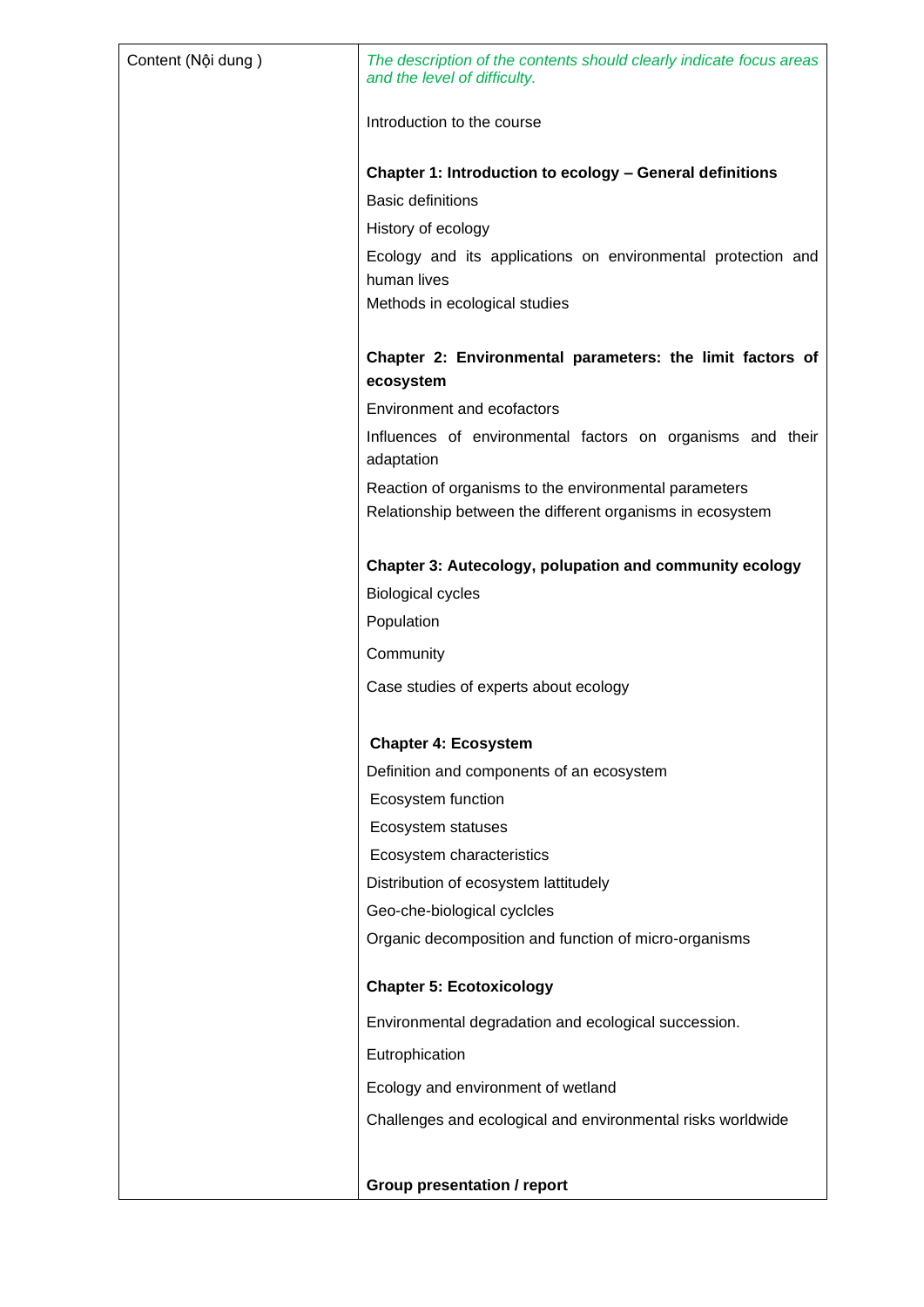| Content (Nội dung ) | *The description of the contents should clearly indicate focus areas and the level of difficulty.*<br><br>Introduction to the course<br><br>**Chapter 1: Introduction to ecology – General definitions**<br>Basic definitions<br>History of ecology<br>Ecology and its applications on environmental protection and human lives<br>Methods in ecological studies<br><br>**Chapter 2: Environmental parameters: the limit factors of ecosystem**<br>Environment and ecofactors<br>Influences of environmental factors on organisms and their adaptation<br>Reaction of organisms to the environmental parameters<br>Relationship between the different organisms in ecosystem<br><br>**Chapter 3: Autecology, polupation and community ecology**<br>Biological cycles<br>Population<br>Community<br>Case studies of experts about ecology<br><br>**Chapter 4: Ecosystem**<br>Definition and components of an ecosystem<br>Ecosystem function<br>Ecosystem statuses<br>Ecosystem characteristics<br>Distribution of ecosystem lattitudely<br>Geo-che-biological cyclcles<br>Organic decomposition and function of micro-organisms<br><br>**Chapter 5: Ecotoxicology**<br>Environmental degradation and ecological succession.<br>Eutrophication<br>Ecology and environment of wetland<br>Challenges and ecological and environmental risks worldwide<br><br>**Group presentation / report** |
|---|---|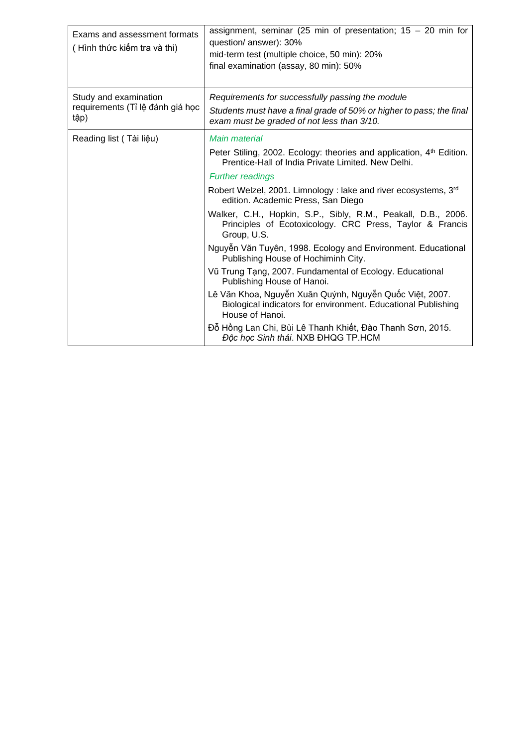| | |
|---|---|
| Exams and assessment formats ( Hình thức kiểm tra và thi) | assignment, seminar (25 min of presentation; 15 – 20 min for question/ answer): 30%<br>mid-term test (multiple choice, 50 min): 20%<br>final examination (assay, 80 min): 50% |
| Study and examination requirements (Tỉ lệ đánh giá học tập) | *Requirements for successfully passing the module*<br>*Students must have a final grade of 50% or higher to pass; the final exam must be graded of not less than 3/10.* |
| Reading list ( Tài liệu) | *Main material*<br>Peter Stiling, 2002. Ecology: theories and application, 4th Edition. Prentice-Hall of India Private Limited. New Delhi.<br>*Further readings*<br>Robert Welzel, 2001. Limnology : lake and river ecosystems, 3rd edition. Academic Press, San Diego<br>Walker, C.H., Hopkin, S.P., Sibly, R.M., Peakall, D.B., 2006. Principles of Ecotoxicology. CRC Press, Taylor & Francis Group, U.S.<br>Nguyễn Văn Tuyên, 1998. Ecology and Environment. Educational Publishing House of Hochiminh City.<br>Vũ Trung Tạng, 2007. Fundamental of Ecology. Educational Publishing House of Hanoi.<br>Lê Văn Khoa, Nguyễn Xuân Quýnh, Nguyễn Quốc Việt, 2007. Biological indicators for environment. Educational Publishing House of Hanoi.<br>Đỗ Hồng Lan Chi, Bùi Lê Thanh Khiết, Đào Thanh Sơn, 2015. *Độc học Sinh thái*. NXB ĐHQG TP.HCM |